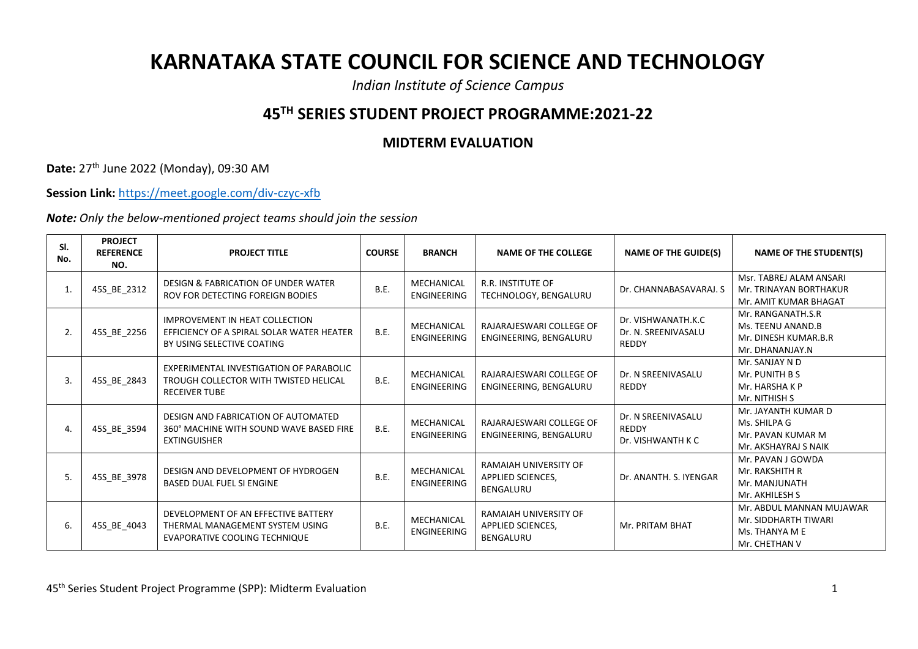# KARNATAKA STATE COUNCIL FOR SCIENCE AND TECHNOLOGY

*Indian Institute of Science Campus*

## 45TH SERIES STUDENT PROJECT PROGRAMME:2021-22

### MIDTERM EVALUATION

**Date:** 27th June 2022 (Monday), 09:30 AM

**Session Link:** https://meet.google.com/div-czyc-xfb

***Note:*** *Only the below-mentioned project teams should join the session*

| Sl. No. | PROJECT REFERENCE NO. | PROJECT TITLE | COURSE | BRANCH | NAME OF THE COLLEGE | NAME OF THE GUIDE(S) | NAME OF THE STUDENT(S) |
|---|---|---|---|---|---|---|---|
| 1. | 45S_BE_2312 | DESIGN & FABRICATION OF UNDER WATER ROV FOR DETECTING FOREIGN BODIES | B.E. | MECHANICAL ENGINEERING | R.R. INSTITUTE OF TECHNOLOGY, BENGALURU | Dr. CHANNABASAVARAJ. S | Msr. TABREJ ALAM ANSARI<br>Mr. TRINAYAN BORTHAKUR<br>Mr. AMIT KUMAR BHAGAT |
| 2. | 45S_BE_2256 | IMPROVEMENT IN HEAT COLLECTION EFFICIENCY OF A SPIRAL SOLAR WATER HEATER BY USING SELECTIVE COATING | B.E. | MECHANICAL ENGINEERING | RAJARAJESWARI COLLEGE OF ENGINEERING, BENGALURU | Dr. VISHWANATH.K.C<br>Dr. N. SREENIVASALU REDDY | Mr. RANGANATH.S.R<br>Ms. TEENU ANAND.B<br>Mr. DINESH KUMAR.B.R<br>Mr. DHANANJAY.N |
| 3. | 45S_BE_2843 | EXPERIMENTAL INVESTIGATION OF PARABOLIC TROUGH COLLECTOR WITH TWISTED HELICAL RECEIVER TUBE | B.E. | MECHANICAL ENGINEERING | RAJARAJESWARI COLLEGE OF ENGINEERING, BENGALURU | Dr. N SREENIVASALU REDDY | Mr. SANJAY N D<br>Mr. PUNITH B S<br>Mr. HARSHA K P<br>Mr. NITHISH S |
| 4. | 45S_BE_3594 | DESIGN AND FABRICATION OF AUTOMATED 360° MACHINE WITH SOUND WAVE BASED FIRE EXTINGUISHER | B.E. | MECHANICAL ENGINEERING | RAJARAJESWARI COLLEGE OF ENGINEERING, BENGALURU | Dr. N SREENIVASALU REDDY<br>Dr. VISHWANTH K C | Mr. JAYANTH KUMAR D<br>Ms. SHILPA G<br>Mr. PAVAN KUMAR M<br>Mr. AKSHAYRAJ S NAIK |
| 5. | 45S_BE_3978 | DESIGN AND DEVELOPMENT OF HYDROGEN BASED DUAL FUEL SI ENGINE | B.E. | MECHANICAL ENGINEERING | RAMAIAH UNIVERSITY OF APPLIED SCIENCES, BENGALURU | Dr. ANANTH. S. IYENGAR | Mr. PAVAN J GOWDA<br>Mr. RAKSHITH R<br>Mr. MANJUNATH<br>Mr. AKHILESH S |
| 6. | 45S_BE_4043 | DEVELOPMENT OF AN EFFECTIVE BATTERY THERMAL MANAGEMENT SYSTEM USING EVAPORATIVE COOLING TECHNIQUE | B.E. | MECHANICAL ENGINEERING | RAMAIAH UNIVERSITY OF APPLIED SCIENCES, BENGALURU | Mr. PRITAM BHAT | Mr. ABDUL MANNAN MUJAWAR<br>Mr. SIDDHARTH TIWARI<br>Ms. THANYA M E<br>Mr. CHETHAN V |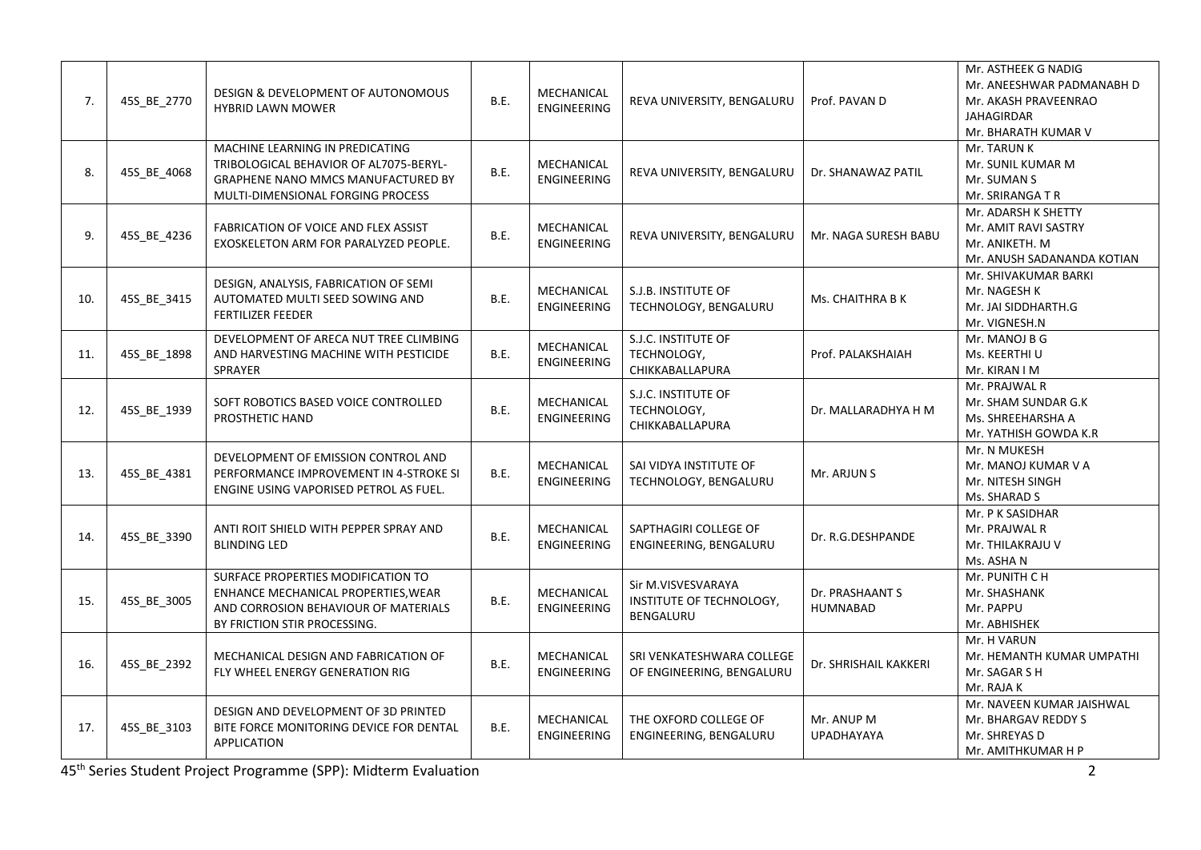| 7. | 45S_BE_2770 | DESIGN & DEVELOPMENT OF AUTONOMOUS HYBRID LAWN MOWER | B.E. | MECHANICAL ENGINEERING | REVA UNIVERSITY, BENGALURU | Prof. PAVAN D | Mr. ASTHEEK G NADIG<br>Mr. ANEESHWAR PADMANABH D<br>Mr. AKASH PRAVEENRAO JAHAGIRDAR<br>Mr. BHARATH KUMAR V |
|---|---|---|---|---|---|---|---|
| 8. | 45S_BE_4068 | MACHINE LEARNING IN PREDICATING TRIBOLOGICAL BEHAVIOR OF AL7075-BERYL-GRAPHENE NANO MMCS MANUFACTURED BY MULTI-DIMENSIONAL FORGING PROCESS | B.E. | MECHANICAL ENGINEERING | REVA UNIVERSITY, BENGALURU | Dr. SHANAWAZ PATIL | Mr. TARUN K<br>Mr. SUNIL KUMAR M<br>Mr. SUMAN S<br>Mr. SRIRANGA T R |
| 9. | 45S_BE_4236 | FABRICATION OF VOICE AND FLEX ASSIST EXOSKELETON ARM FOR PARALYZED PEOPLE. | B.E. | MECHANICAL ENGINEERING | REVA UNIVERSITY, BENGALURU | Mr. NAGA SURESH BABU | Mr. ADARSH K SHETTY<br>Mr. AMIT RAVI SASTRY<br>Mr. ANIKETH. M<br>Mr. ANUSH SADANANDA KOTIAN |
| 10. | 45S_BE_3415 | DESIGN, ANALYSIS, FABRICATION OF SEMI AUTOMATED MULTI SEED SOWING AND FERTILIZER FEEDER | B.E. | MECHANICAL ENGINEERING | S.J.B. INSTITUTE OF TECHNOLOGY, BENGALURU | Ms. CHAITHRA B K | Mr. SHIVAKUMAR BARKI<br>Mr. NAGESH K<br>Mr. JAI SIDDHARTH.G<br>Mr. VIGNESH.N |
| 11. | 45S_BE_1898 | DEVELOPMENT OF ARECA NUT TREE CLIMBING AND HARVESTING MACHINE WITH PESTICIDE SPRAYER | B.E. | MECHANICAL ENGINEERING | S.J.C. INSTITUTE OF TECHNOLOGY, CHIKKABALLAPURA | Prof. PALAKSHAIAH | Mr. MANOJ B G<br>Ms. KEERTHI U<br>Mr. KIRAN I M |
| 12. | 45S_BE_1939 | SOFT ROBOTICS BASED VOICE CONTROLLED PROSTHETIC HAND | B.E. | MECHANICAL ENGINEERING | S.J.C. INSTITUTE OF TECHNOLOGY, CHIKKABALLAPURA | Dr. MALLARADHYA H M | Mr. PRAJWAL R<br>Mr. SHAM SUNDAR G.K<br>Ms. SHREEHARSHA A<br>Mr. YATHISH GOWDA K.R |
| 13. | 45S_BE_4381 | DEVELOPMENT OF EMISSION CONTROL AND PERFORMANCE IMPROVEMENT IN 4-STROKE SI ENGINE USING VAPORISED PETROL AS FUEL. | B.E. | MECHANICAL ENGINEERING | SAI VIDYA INSTITUTE OF TECHNOLOGY, BENGALURU | Mr. ARJUN S | Mr. N MUKESH<br>Mr. MANOJ KUMAR V A<br>Mr. NITESH SINGH<br>Ms. SHARAD S |
| 14. | 45S_BE_3390 | ANTI ROIT SHIELD WITH PEPPER SPRAY AND BLINDING LED | B.E. | MECHANICAL ENGINEERING | SAPTHAGIRI COLLEGE OF ENGINEERING, BENGALURU | Dr. R.G.DESHPANDE | Mr. P K SASIDHAR<br>Mr. PRAJWAL R<br>Mr. THILAKRAJU V<br>Ms. ASHA N |
| 15. | 45S_BE_3005 | SURFACE PROPERTIES MODIFICATION TO ENHANCE MECHANICAL PROPERTIES,WEAR AND CORROSION BEHAVIOUR OF MATERIALS BY FRICTION STIR PROCESSING. | B.E. | MECHANICAL ENGINEERING | Sir M.VISVESVARAYA INSTITUTE OF TECHNOLOGY, BENGALURU | Dr. PRASHAANT S HUMNABAD | Mr. PUNITH C H<br>Mr. SHASHANK<br>Mr. PAPPU<br>Mr. ABHISHEK |
| 16. | 45S_BE_2392 | MECHANICAL DESIGN AND FABRICATION OF FLY WHEEL ENERGY GENERATION RIG | B.E. | MECHANICAL ENGINEERING | SRI VENKATESHWARA COLLEGE OF ENGINEERING, BENGALURU | Dr. SHRISHAIL KAKKERI | Mr. H VARUN<br>Mr. HEMANTH KUMAR UMPATHI<br>Mr. SAGAR S H<br>Mr. RAJA K |
| 17. | 45S_BE_3103 | DESIGN AND DEVELOPMENT OF 3D PRINTED BITE FORCE MONITORING DEVICE FOR DENTAL APPLICATION | B.E. | MECHANICAL ENGINEERING | THE OXFORD COLLEGE OF ENGINEERING, BENGALURU | Mr. ANUP M UPADHAYAYA | Mr. NAVEEN KUMAR JAISHWAL<br>Mr. BHARGAV REDDY S<br>Mr. SHREYAS D<br>Mr. AMITHKUMAR H P |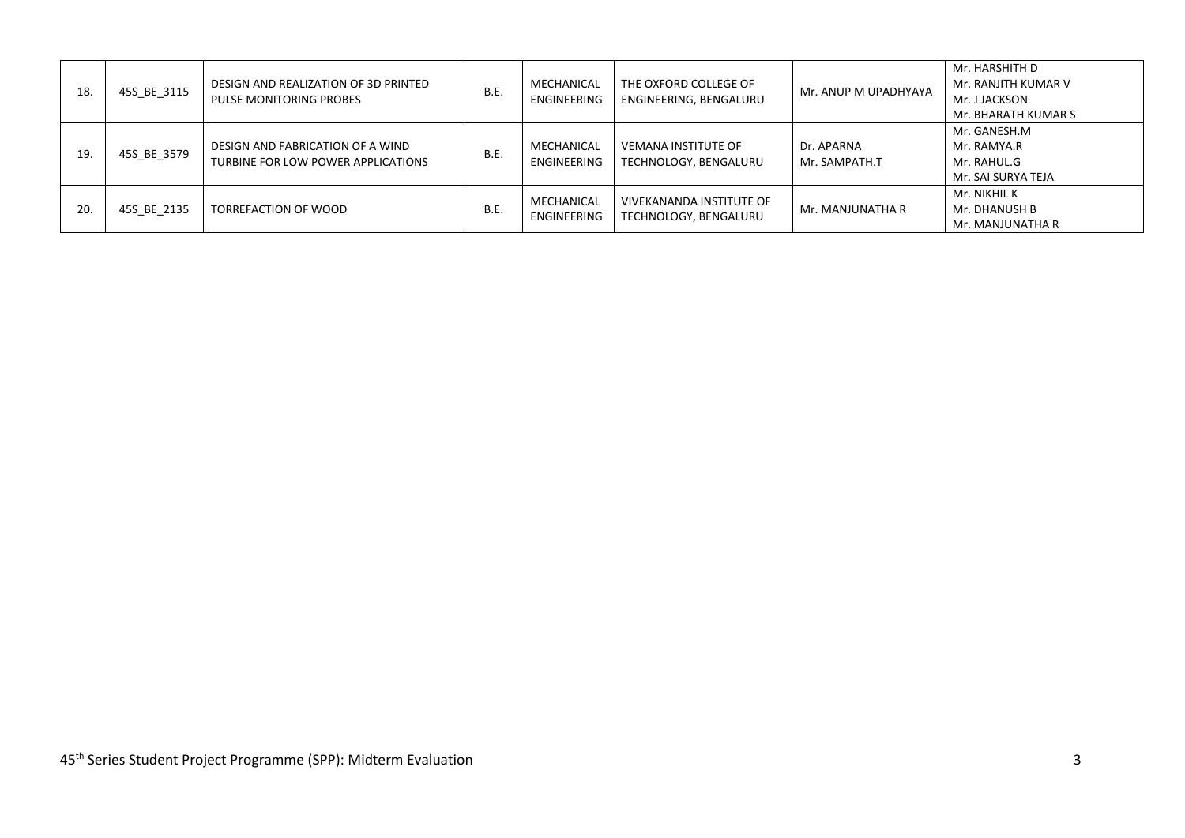| | | | | | | | |
|---|---|---|---|---|---|---|---|
| 18. | 45S_BE_3115 | DESIGN AND REALIZATION OF 3D PRINTED PULSE MONITORING PROBES | B.E. | MECHANICAL ENGINEERING | THE OXFORD COLLEGE OF ENGINEERING, BENGALURU | Mr. ANUP M UPADHYAYA | Mr. HARSHITH D<br>Mr. RANJITH KUMAR V<br>Mr. J JACKSON<br>Mr. BHARATH KUMAR S |
| 19. | 45S_BE_3579 | DESIGN AND FABRICATION OF A WIND TURBINE FOR LOW POWER APPLICATIONS | B.E. | MECHANICAL ENGINEERING | VEMANA INSTITUTE OF TECHNOLOGY, BENGALURU | Dr. APARNA<br>Mr. SAMPATH.T | Mr. GANESH.M<br>Mr. RAMYA.R<br>Mr. RAHUL.G<br>Mr. SAI SURYA TEJA |
| 20. | 45S_BE_2135 | TORREFACTION OF WOOD | B.E. | MECHANICAL ENGINEERING | VIVEKANANDA INSTITUTE OF TECHNOLOGY, BENGALURU | Mr. MANJUNATHA R | Mr. NIKHIL K<br>Mr. DHANUSH B<br>Mr. MANJUNATHA R |